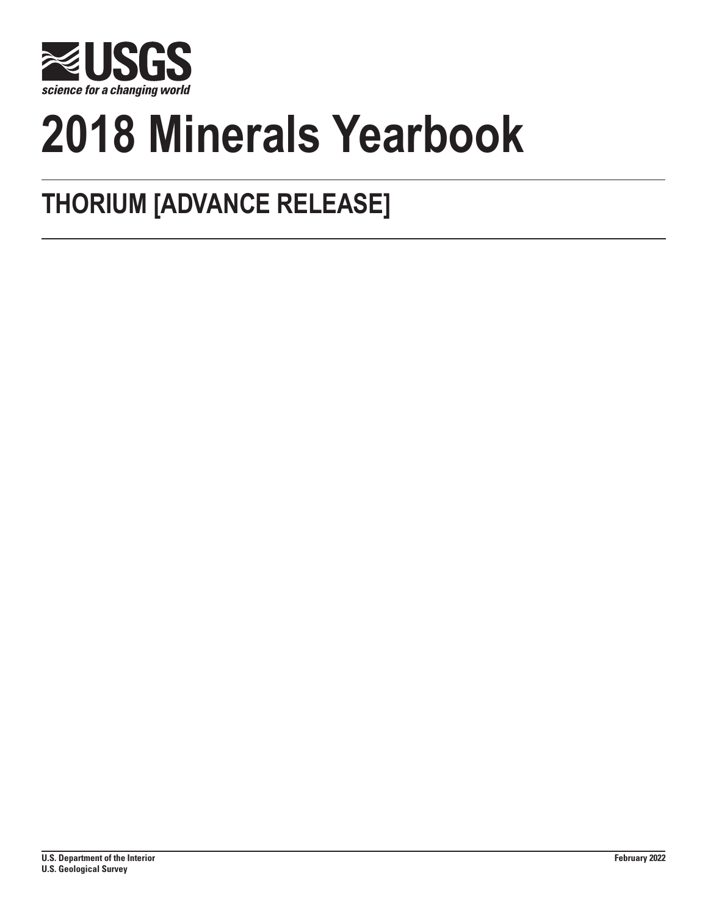**USGS**

*science for a changing world*

# 2018 Minerals Yearbook

## THORIUM [ADVANCE RELEASE]

**U.S. Department of the Interior**
**U.S. Geological Survey**

**February 2022**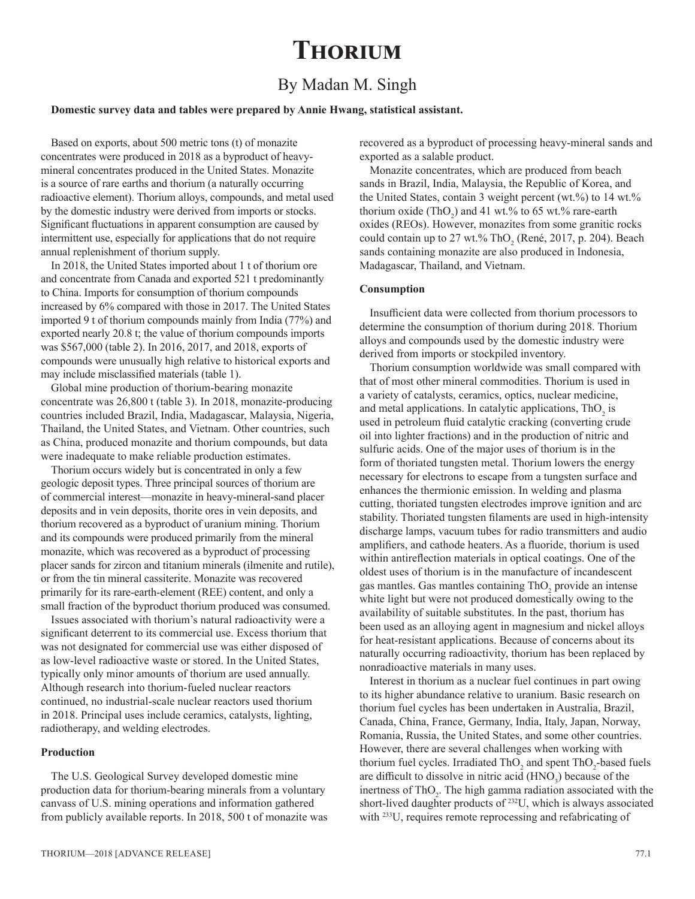# Thorium

## By Madan M. Singh

**Domestic survey data and tables were prepared by Annie Hwang, statistical assistant.**

Based on exports, about 500 metric tons (t) of monazite concentrates were produced in 2018 as a byproduct of heavy-mineral concentrates produced in the United States. Monazite is a source of rare earths and thorium (a naturally occurring radioactive element). Thorium alloys, compounds, and metal used by the domestic industry were derived from imports or stocks. Significant fluctuations in apparent consumption are caused by intermittent use, especially for applications that do not require annual replenishment of thorium supply.

In 2018, the United States imported about 1 t of thorium ore and concentrate from Canada and exported 521 t predominantly to China. Imports for consumption of thorium compounds increased by 6% compared with those in 2017. The United States imported 9 t of thorium compounds mainly from India (77%) and exported nearly 20.8 t; the value of thorium compounds imports was $567,000 (table 2). In 2016, 2017, and 2018, exports of compounds were unusually high relative to historical exports and may include misclassified materials (table 1).

Global mine production of thorium-bearing monazite concentrate was 26,800 t (table 3). In 2018, monazite-producing countries included Brazil, India, Madagascar, Malaysia, Nigeria, Thailand, the United States, and Vietnam. Other countries, such as China, produced monazite and thorium compounds, but data were inadequate to make reliable production estimates.

Thorium occurs widely but is concentrated in only a few geologic deposit types. Three principal sources of thorium are of commercial interest—monazite in heavy-mineral-sand placer deposits and in vein deposits, thorite ores in vein deposits, and thorium recovered as a byproduct of uranium mining. Thorium and its compounds were produced primarily from the mineral monazite, which was recovered as a byproduct of processing placer sands for zircon and titanium minerals (ilmenite and rutile), or from the tin mineral cassiterite. Monazite was recovered primarily for its rare-earth-element (REE) content, and only a small fraction of the byproduct thorium produced was consumed.

Issues associated with thorium's natural radioactivity were a significant deterrent to its commercial use. Excess thorium that was not designated for commercial use was either disposed of as low-level radioactive waste or stored. In the United States, typically only minor amounts of thorium are used annually. Although research into thorium-fueled nuclear reactors continued, no industrial-scale nuclear reactors used thorium in 2018. Principal uses include ceramics, catalysts, lighting, radiotherapy, and welding electrodes.

### Production

The U.S. Geological Survey developed domestic mine production data for thorium-bearing minerals from a voluntary canvass of U.S. mining operations and information gathered from publicly available reports. In 2018, 500 t of monazite was recovered as a byproduct of processing heavy-mineral sands and exported as a salable product.

Monazite concentrates, which are produced from beach sands in Brazil, India, Malaysia, the Republic of Korea, and the United States, contain 3 weight percent (wt.%) to 14 wt.% thorium oxide ($ThO_2$) and 41 wt.% to 65 wt.% rare-earth oxides (REOs). However, monazites from some granitic rocks could contain up to 27 wt.% $ThO_2$ (René, 2017, p. 204). Beach sands containing monazite are also produced in Indonesia, Madagascar, Thailand, and Vietnam.

### Consumption

Insufficient data were collected from thorium processors to determine the consumption of thorium during 2018. Thorium alloys and compounds used by the domestic industry were derived from imports or stockpiled inventory.

Thorium consumption worldwide was small compared with that of most other mineral commodities. Thorium is used in a variety of catalysts, ceramics, optics, nuclear medicine, and metal applications. In catalytic applications, $ThO_2$ is used in petroleum fluid catalytic cracking (converting crude oil into lighter fractions) and in the production of nitric and sulfuric acids. One of the major uses of thorium is in the form of thoriated tungsten metal. Thorium lowers the energy necessary for electrons to escape from a tungsten surface and enhances the thermionic emission. In welding and plasma cutting, thoriated tungsten electrodes improve ignition and arc stability. Thoriated tungsten filaments are used in high-intensity discharge lamps, vacuum tubes for radio transmitters and audio amplifiers, and cathode heaters. As a fluoride, thorium is used within antireflection materials in optical coatings. One of the oldest uses of thorium is in the manufacture of incandescent gas mantles. Gas mantles containing $ThO_2$ provide an intense white light but were not produced domestically owing to the availability of suitable substitutes. In the past, thorium has been used as an alloying agent in magnesium and nickel alloys for heat-resistant applications. Because of concerns about its naturally occurring radioactivity, thorium has been replaced by nonradioactive materials in many uses.

Interest in thorium as a nuclear fuel continues in part owing to its higher abundance relative to uranium. Basic research on thorium fuel cycles has been undertaken in Australia, Brazil, Canada, China, France, Germany, India, Italy, Japan, Norway, Romania, Russia, the United States, and some other countries. However, there are several challenges when working with thorium fuel cycles. Irradiated $ThO_2$ and spent $ThO_2$-based fuels are difficult to dissolve in nitric acid ($HNO_3$) because of the inertness of $ThO_2$. The high gamma radiation associated with the short-lived daughter products of $^{232}U$, which is always associated with $^{233}U$, requires remote reprocessing and refabricating of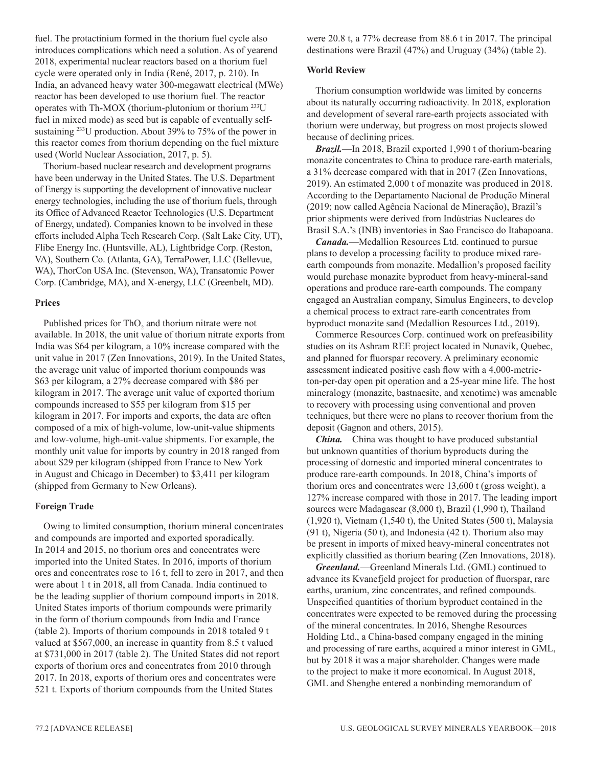fuel. The protactinium formed in the thorium fuel cycle also introduces complications which need a solution. As of yearend 2018, experimental nuclear reactors based on a thorium fuel cycle were operated only in India (René, 2017, p. 210). In India, an advanced heavy water 300-megawatt electrical (MWe) reactor has been developed to use thorium fuel. The reactor operates with Th-MOX (thorium-plutonium or thorium $^{233}U$ fuel in mixed mode) as seed but is capable of eventually self-sustaining $^{233}U$ production. About 39% to 75% of the power in this reactor comes from thorium depending on the fuel mixture used (World Nuclear Association, 2017, p. 5).

Thorium-based nuclear research and development programs have been underway in the United States. The U.S. Department of Energy is supporting the development of innovative nuclear energy technologies, including the use of thorium fuels, through its Office of Advanced Reactor Technologies (U.S. Department of Energy, undated). Companies known to be involved in these efforts included Alpha Tech Research Corp. (Salt Lake City, UT), Flibe Energy Inc. (Huntsville, AL), Lightbridge Corp. (Reston, VA), Southern Co. (Atlanta, GA), TerraPower, LLC (Bellevue, WA), ThorCon USA Inc. (Stevenson, WA), Transatomic Power Corp. (Cambridge, MA), and X-energy, LLC (Greenbelt, MD).

### Prices

Published prices for $ThO_2$ and thorium nitrate were not available. In 2018, the unit value of thorium nitrate exports from India was $64 per kilogram, a 10% increase compared with the unit value in 2017 (Zen Innovations, 2019). In the United States, the average unit value of imported thorium compounds was $63 per kilogram, a 27% decrease compared with $86 per kilogram in 2017. The average unit value of exported thorium compounds increased to $55 per kilogram from $15 per kilogram in 2017. For imports and exports, the data are often composed of a mix of high-volume, low-unit-value shipments and low-volume, high-unit-value shipments. For example, the monthly unit value for imports by country in 2018 ranged from about $29 per kilogram (shipped from France to New York in August and Chicago in December) to $3,411 per kilogram (shipped from Germany to New Orleans).

### Foreign Trade

Owing to limited consumption, thorium mineral concentrates and compounds are imported and exported sporadically. In 2014 and 2015, no thorium ores and concentrates were imported into the United States. In 2016, imports of thorium ores and concentrates rose to 16 t, fell to zero in 2017, and then were about 1 t in 2018, all from Canada. India continued to be the leading supplier of thorium compound imports in 2018. United States imports of thorium compounds were primarily in the form of thorium compounds from India and France (table 2). Imports of thorium compounds in 2018 totaled 9 t valued at $567,000, an increase in quantity from 8.5 t valued at $731,000 in 2017 (table 2). The United States did not report exports of thorium ores and concentrates from 2010 through 2017. In 2018, exports of thorium ores and concentrates were 521 t. Exports of thorium compounds from the United States were 20.8 t, a 77% decrease from 88.6 t in 2017. The principal destinations were Brazil (47%) and Uruguay (34%) (table 2).

### World Review

Thorium consumption worldwide was limited by concerns about its naturally occurring radioactivity. In 2018, exploration and development of several rare-earth projects associated with thorium were underway, but progress on most projects slowed because of declining prices.

***Brazil.***—In 2018, Brazil exported 1,990 t of thorium-bearing monazite concentrates to China to produce rare-earth materials, a 31% decrease compared with that in 2017 (Zen Innovations, 2019). An estimated 2,000 t of monazite was produced in 2018. According to the Departamento Nacional de Produção Mineral (2019; now called Agência Nacional de Mineração), Brazil's prior shipments were derived from Indústrias Nucleares do Brasil S.A.'s (INB) inventories in Sao Francisco do Itabapoana.

***Canada.***—Medallion Resources Ltd. continued to pursue plans to develop a processing facility to produce mixed rare-earth compounds from monazite. Medallion's proposed facility would purchase monazite byproduct from heavy-mineral-sand operations and produce rare-earth compounds. The company engaged an Australian company, Simulus Engineers, to develop a chemical process to extract rare-earth concentrates from byproduct monazite sand (Medallion Resources Ltd., 2019).

Commerce Resources Corp. continued work on prefeasibility studies on its Ashram REE project located in Nunavik, Quebec, and planned for fluorspar recovery. A preliminary economic assessment indicated positive cash flow with a 4,000-metric-ton-per-day open pit operation and a 25-year mine life. The host mineralogy (monazite, bastnaesite, and xenotime) was amenable to recovery with processing using conventional and proven techniques, but there were no plans to recover thorium from the deposit (Gagnon and others, 2015).

***China.***—China was thought to have produced substantial but unknown quantities of thorium byproducts during the processing of domestic and imported mineral concentrates to produce rare-earth compounds. In 2018, China's imports of thorium ores and concentrates were 13,600 t (gross weight), a 127% increase compared with those in 2017. The leading import sources were Madagascar (8,000 t), Brazil (1,990 t), Thailand (1,920 t), Vietnam (1,540 t), the United States (500 t), Malaysia (91 t), Nigeria (50 t), and Indonesia (42 t). Thorium also may be present in imports of mixed heavy-mineral concentrates not explicitly classified as thorium bearing (Zen Innovations, 2018).

***Greenland.***—Greenland Minerals Ltd. (GML) continued to advance its Kvanefjeld project for production of fluorspar, rare earths, uranium, zinc concentrates, and refined compounds. Unspecified quantities of thorium byproduct contained in the concentrates were expected to be removed during the processing of the mineral concentrates. In 2016, Shenghe Resources Holding Ltd., a China-based company engaged in the mining and processing of rare earths, acquired a minor interest in GML, but by 2018 it was a major shareholder. Changes were made to the project to make it more economical. In August 2018, GML and Shenghe entered a nonbinding memorandum of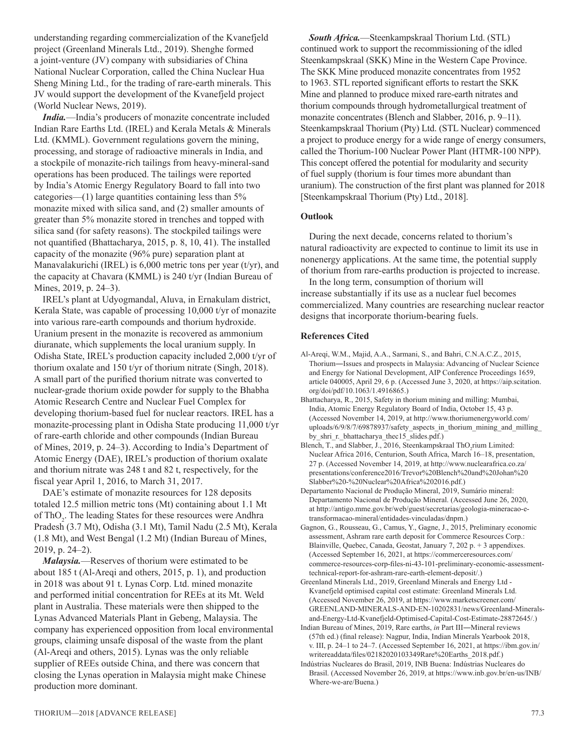understanding regarding commercialization of the Kvanefjeld project (Greenland Minerals Ltd., 2019). Shenghe formed a joint-venture (JV) company with subsidiaries of China National Nuclear Corporation, called the China Nuclear Hua Sheng Mining Ltd., for the trading of rare-earth minerals. This JV would support the development of the Kvanefjeld project (World Nuclear News, 2019).

***India.***—India's producers of monazite concentrate included Indian Rare Earths Ltd. (IREL) and Kerala Metals & Minerals Ltd. (KMML). Government regulations govern the mining, processing, and storage of radioactive minerals in India, and a stockpile of monazite-rich tailings from heavy-mineral-sand operations has been produced. The tailings were reported by India's Atomic Energy Regulatory Board to fall into two categories—(1) large quantities containing less than 5% monazite mixed with silica sand, and (2) smaller amounts of greater than 5% monazite stored in trenches and topped with silica sand (for safety reasons). The stockpiled tailings were not quantified (Bhattacharya, 2015, p. 8, 10, 41). The installed capacity of the monazite (96% pure) separation plant at Manavalakurichi (IREL) is 6,000 metric tons per year (t/yr), and the capacity at Chavara (KMML) is 240 t/yr (Indian Bureau of Mines, 2019, p. 24–3).

IREL's plant at Udyogmandal, Aluva, in Ernakulam district, Kerala State, was capable of processing 10,000 t/yr of monazite into various rare-earth compounds and thorium hydroxide. Uranium present in the monazite is recovered as ammonium diuranate, which supplements the local uranium supply. In Odisha State, IREL's production capacity included 2,000 t/yr of thorium oxalate and 150 t/yr of thorium nitrate (Singh, 2018). A small part of the purified thorium nitrate was converted to nuclear-grade thorium oxide powder for supply to the Bhabha Atomic Research Centre and Nuclear Fuel Complex for developing thorium-based fuel for nuclear reactors. IREL has a monazite-processing plant in Odisha State producing 11,000 t/yr of rare-earth chloride and other compounds (Indian Bureau of Mines, 2019, p. 24–3). According to India's Department of Atomic Energy (DAE), IREL's production of thorium oxalate and thorium nitrate was 248 t and 82 t, respectively, for the fiscal year April 1, 2016, to March 31, 2017.

DAE's estimate of monazite resources for 128 deposits totaled 12.5 million metric tons (Mt) containing about 1.1 Mt of $ThO_2$. The leading States for these resources were Andhra Pradesh (3.7 Mt), Odisha (3.1 Mt), Tamil Nadu (2.5 Mt), Kerala (1.8 Mt), and West Bengal (1.2 Mt) (Indian Bureau of Mines, 2019, p. 24–2).

***Malaysia.***—Reserves of thorium were estimated to be about 185 t (Al-Areqi and others, 2015, p. 1), and production in 2018 was about 91 t. Lynas Corp. Ltd. mined monazite and performed initial concentration for REEs at its Mt. Weld plant in Australia. These materials were then shipped to the Lynas Advanced Materials Plant in Gebeng, Malaysia. The company has experienced opposition from local environmental groups, claiming unsafe disposal of the waste from the plant (Al-Areqi and others, 2015). Lynas was the only reliable supplier of REEs outside China, and there was concern that closing the Lynas operation in Malaysia might make Chinese production more dominant.

***South Africa.***—Steenkampskraal Thorium Ltd. (STL) continued work to support the recommissioning of the idled Steenkampskraal (SKK) Mine in the Western Cape Province. The SKK Mine produced monazite concentrates from 1952 to 1963. STL reported significant efforts to restart the SKK Mine and planned to produce mixed rare-earth nitrates and thorium compounds through hydrometallurgical treatment of monazite concentrates (Blench and Slabber, 2016, p. 9–11). Steenkampskraal Thorium (Pty) Ltd. (STL Nuclear) commenced a project to produce energy for a wide range of energy consumers, called the Thorium-100 Nuclear Power Plant (HTMR-100 NPP). This concept offered the potential for modularity and security of fuel supply (thorium is four times more abundant than uranium). The construction of the first plant was planned for 2018 [Steenkampskraal Thorium (Pty) Ltd., 2018].

## Outlook

During the next decade, concerns related to thorium's natural radioactivity are expected to continue to limit its use in nonenergy applications. At the same time, the potential supply of thorium from rare-earths production is projected to increase.

In the long term, consumption of thorium will increase substantially if its use as a nuclear fuel becomes commercialized. Many countries are researching nuclear reactor designs that incorporate thorium-bearing fuels.

## References Cited

Al-Areqi, W.M., Majid, A.A., Sarmani, S., and Bahri, C.N.A.C.Z., 2015, Thorium—Issues and prospects in Malaysia: Advancing of Nuclear Science and Energy for National Development, AIP Conference Proceedings 1659, article 040005, April 29, 6 p. (Accessed June 3, 2020, at https://aip.scitation.org/doi/pdf/10.1063/1.4916865.)

Bhattacharya, R., 2015, Safety in thorium mining and milling: Mumbai, India, Atomic Energy Regulatory Board of India, October 15, 43 p. (Accessed November 14, 2019, at http://www.thoriumenergyworld.com/uploads/6/9/8/7/69878937/safety_aspects_in_thorium_mining_and_milling_by_shri_r._bhattacharya_thec15_slides.pdf.)

Blench, T., and Slabber, J., 2016, Steenkampskraal $ThO_2$rium Limited: Nuclear Africa 2016, Centurion, South Africa, March 16–18, presentation, 27 p. (Accessed November 14, 2019, at http://www.nuclearafrica.co.za/presentations/conference2016/Trevor%20Blench%20and%20Johan%20Slabber%20-%20Nuclear%20Africa%202016.pdf.)

Departamento Nacional de Produção Mineral, 2019, Sumário mineral: Departamento Nacional de Produção Mineral. (Accessed June 26, 2020, at http://antigo.mme.gov.br/web/guest/secretarias/geologia-mineracao-e-transformacao-mineral/entidades-vinculadas/dnpm.)

Gagnon, G., Rousseau, G., Camus, Y., Gagne, J., 2015, Preliminary economic assessment, Ashram rare earth deposit for Commerce Resources Corp.: Blainville, Quebec, Canada, Geostat, January 7, 202 p. + 3 appendixes. (Accessed September 16, 2021, at https://commerceresources.com/commerce-resources-corp-files-ni-43-101-preliminary-economic-assessment-technical-report-for-ashram-rare-earth-element-deposit/.)

Greenland Minerals Ltd., 2019, Greenland Minerals and Energy Ltd - Kvanefjeld optimised capital cost estimate: Greenland Minerals Ltd. (Accessed November 26, 2019, at https://www.marketscreener.com/GREENLAND-MINERALS-AND-EN-10202831/news/Greenland-Minerals-and-Energy-Ltd-Kvanefjeld-Optimised-Capital-Cost-Estimate-28872645/.)

Indian Bureau of Mines, 2019, Rare earths, *in* Part III—Mineral reviews (57th ed.) (final release): Nagpur, India, Indian Minerals Yearbook 2018, v. III, p. 24–1 to 24–7. (Accessed September 16, 2021, at https://ibm.gov.in/writereaddata/files/02182020103349Rare%20Earths_2018.pdf.)

Indústrias Nucleares do Brasil, 2019, INB Buena: Indústrias Nucleares do Brasil. (Accessed November 26, 2019, at https://www.inb.gov.br/en-us/INB/Where-we-are/Buena.)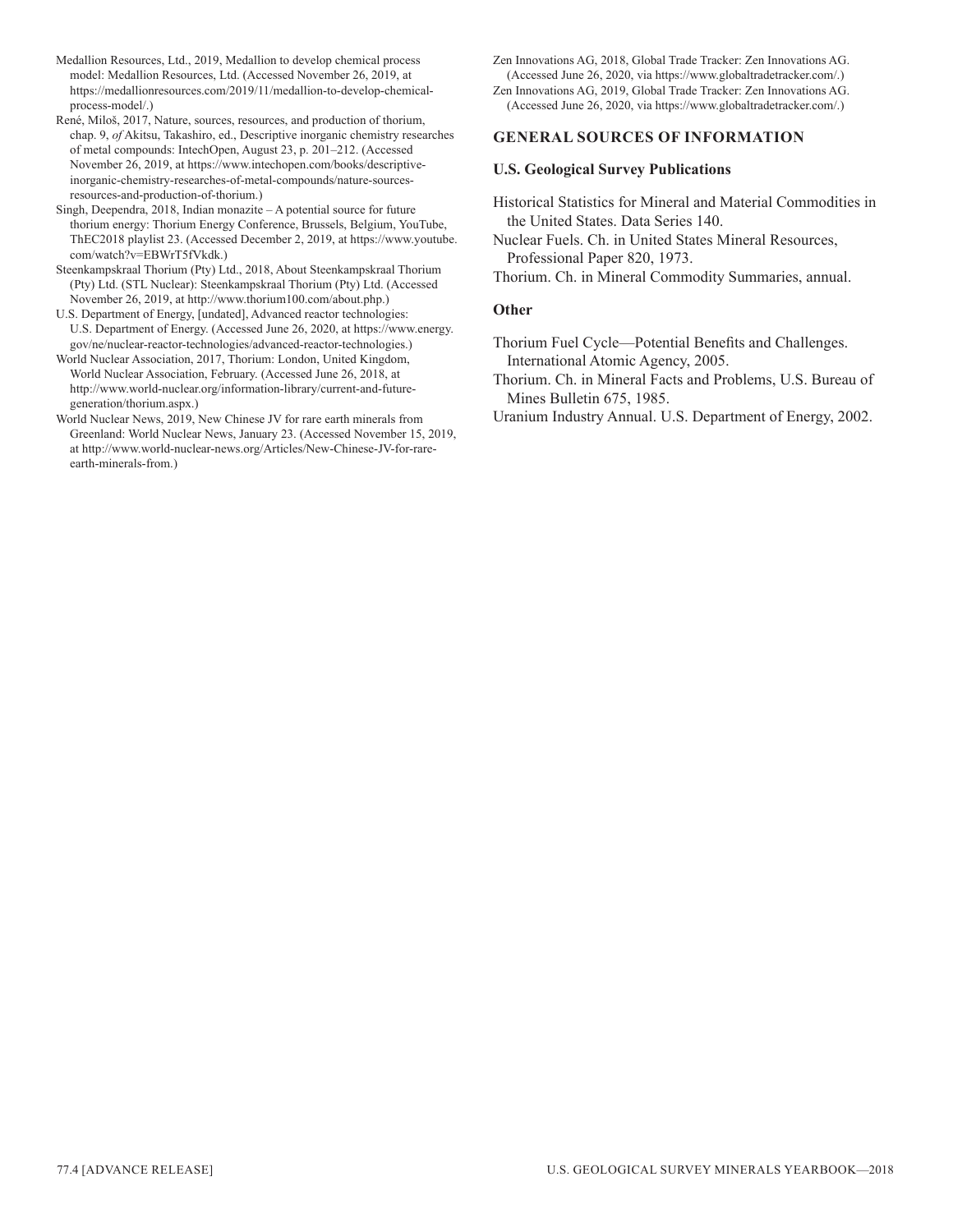Medallion Resources, Ltd., 2019, Medallion to develop chemical process model: Medallion Resources, Ltd. (Accessed November 26, 2019, at https://medallionresources.com/2019/11/medallion-to-develop-chemical-process-model/.)

René, Miloš, 2017, Nature, sources, resources, and production of thorium, chap. 9, *of* Akitsu, Takashiro, ed., Descriptive inorganic chemistry researches of metal compounds: IntechOpen, August 23, p. 201–212. (Accessed November 26, 2019, at https://www.intechopen.com/books/descriptive-inorganic-chemistry-researches-of-metal-compounds/nature-sources-resources-and-production-of-thorium.)

Singh, Deependra, 2018, Indian monazite – A potential source for future thorium energy: Thorium Energy Conference, Brussels, Belgium, YouTube, ThEC2018 playlist 23. (Accessed December 2, 2019, at https://www.youtube.com/watch?v=EBWrT5fVkdk.)

Steenkampskraal Thorium (Pty) Ltd., 2018, About Steenkampskraal Thorium (Pty) Ltd. (STL Nuclear): Steenkampskraal Thorium (Pty) Ltd. (Accessed November 26, 2019, at http://www.thorium100.com/about.php.)

U.S. Department of Energy, [undated], Advanced reactor technologies: U.S. Department of Energy. (Accessed June 26, 2020, at https://www.energy.gov/ne/nuclear-reactor-technologies/advanced-reactor-technologies.)

World Nuclear Association, 2017, Thorium: London, United Kingdom, World Nuclear Association, February. (Accessed June 26, 2018, at http://www.world-nuclear.org/information-library/current-and-future-generation/thorium.aspx.)

World Nuclear News, 2019, New Chinese JV for rare earth minerals from Greenland: World Nuclear News, January 23. (Accessed November 15, 2019, at http://www.world-nuclear-news.org/Articles/New-Chinese-JV-for-rare-earth-minerals-from.)

Zen Innovations AG, 2018, Global Trade Tracker: Zen Innovations AG. (Accessed June 26, 2020, via https://www.globaltradetracker.com/.)

Zen Innovations AG, 2019, Global Trade Tracker: Zen Innovations AG. (Accessed June 26, 2020, via https://www.globaltradetracker.com/.)

## GENERAL SOURCES OF INFORMATION

### U.S. Geological Survey Publications

Historical Statistics for Mineral and Material Commodities in the United States. Data Series 140.

Nuclear Fuels. Ch. in United States Mineral Resources, Professional Paper 820, 1973.

Thorium. Ch. in Mineral Commodity Summaries, annual.

### Other

Thorium Fuel Cycle—Potential Benefits and Challenges. International Atomic Agency, 2005.

Thorium. Ch. in Mineral Facts and Problems, U.S. Bureau of Mines Bulletin 675, 1985.

Uranium Industry Annual. U.S. Department of Energy, 2002.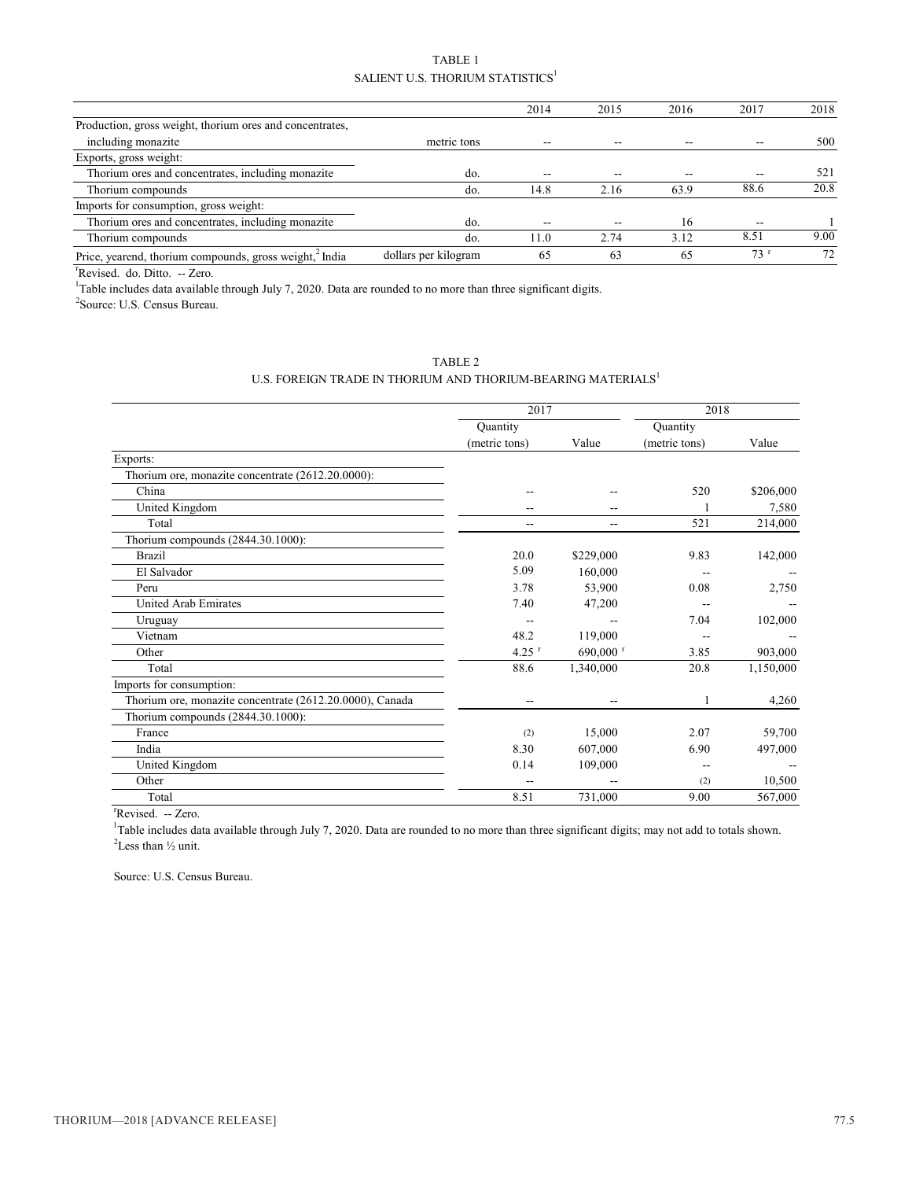TABLE 1

SALIENT U.S. THORIUM STATISTICS[1]

| | | 2014 | 2015 | 2016 | 2017 | 2018 |
|---|---|---|---|---|---|---|
| Production, gross weight, thorium ores and concentrates, | | | | | | |
| including monazite | metric tons | -- | -- | -- | -- | 500 |
| Exports, gross weight: | | | | | | |
| Thorium ores and concentrates, including monazite | do. | -- | -- | -- | -- | 521 |
| Thorium compounds | do. | 14.8 | 2.16 | 63.9 | 88.6 | 20.8 |
| Imports for consumption, gross weight: | | | | | | |
| Thorium ores and concentrates, including monazite | do. | -- | -- | 16 | -- | 1 |
| Thorium compounds | do. | 11.0 | 2.74 | 3.12 | 8.51 | 9.00 |
| Price, yearend, thorium compounds, gross weight,[2] India | dollars per kilogram | 65 | 63 | 65 | 73 r | 72 |

rRevised. do. Ditto. -- Zero.

[1]Table includes data available through July 7, 2020. Data are rounded to no more than three significant digits.

[2]Source: U.S. Census Bureau.

TABLE 2

U.S. FOREIGN TRADE IN THORIUM AND THORIUM-BEARING MATERIALS[1]

| | 2017 | | 2018 | |
|---|---|---|---|---|
| | Quantity (metric tons) | Value | Quantity (metric tons) | Value |
| Exports: | | | | |
| Thorium ore, monazite concentrate (2612.20.0000): | | | | |
| China | -- | -- | 520 | $206,000 |
| United Kingdom | -- | -- | 1 | 7,580 |
| Total | -- | -- | 521 | 214,000 |
| Thorium compounds (2844.30.1000): | | | | |
| Brazil | 20.0 | $229,000 | 9.83 | 142,000 |
| El Salvador | 5.09 | 160,000 | -- | -- |
| Peru | 3.78 | 53,900 | 0.08 | 2,750 |
| United Arab Emirates | 7.40 | 47,200 | -- | -- |
| Uruguay | -- | -- | 7.04 | 102,000 |
| Vietnam | 48.2 | 119,000 | -- | -- |
| Other | 4.25 r | 690,000 r | 3.85 | 903,000 |
| Total | 88.6 | 1,340,000 | 20.8 | 1,150,000 |
| Imports for consumption: | | | | |
| Thorium ore, monazite concentrate (2612.20.0000), Canada | -- | -- | 1 | 4,260 |
| Thorium compounds (2844.30.1000): | | | | |
| France | (2) | 15,000 | 2.07 | 59,700 |
| India | 8.30 | 607,000 | 6.90 | 497,000 |
| United Kingdom | 0.14 | 109,000 | -- | -- |
| Other | -- | -- | (2) | 10,500 |
| Total | 8.51 | 731,000 | 9.00 | 567,000 |

rRevised. -- Zero.

[1]Table includes data available through July 7, 2020. Data are rounded to no more than three significant digits; may not add to totals shown.

[2]Less than ½ unit.

Source: U.S. Census Bureau.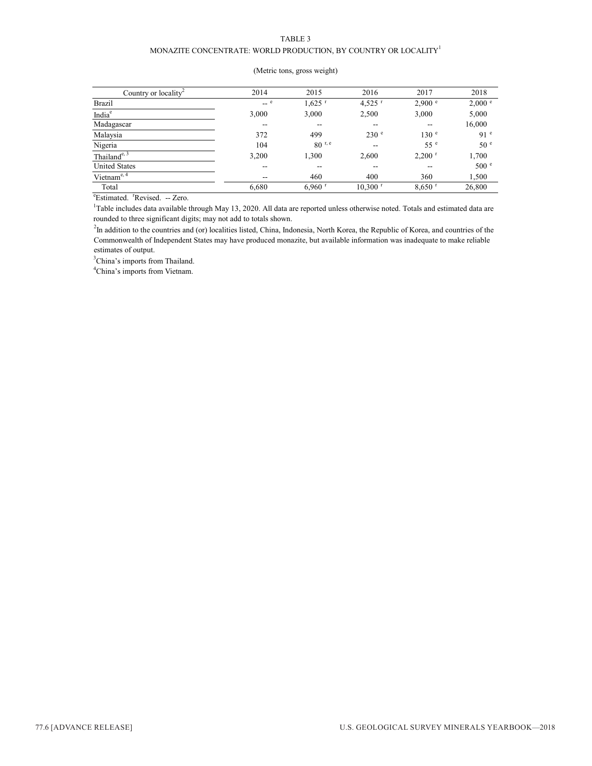TABLE 3

MONAZITE CONCENTRATE: WORLD PRODUCTION, BY COUNTRY OR LOCALITY[1]

(Metric tons, gross weight)

| Country or locality[2] | 2014 | 2015 | 2016 | 2017 | 2018 |
|---|---|---|---|---|---|
| Brazil | -- e | 1,625 r | 4,525 r | 2,900 e | 2,000 e |
| India[e] | 3,000 | 3,000 | 2,500 | 3,000 | 5,000 |
| Madagascar | -- | -- | -- | -- | 16,000 |
| Malaysia | 372 | 499 | 230 e | 130 e | 91 e |
| Nigeria | 104 | 80 r, e | -- | 55 e | 50 e |
| Thailand[e, 3] | 3,200 | 1,300 | 2,600 | 2,200 r | 1,700 |
| United States | -- | -- | -- | -- | 500 e |
| Vietnam[e, 4] | -- | 460 | 400 | 360 | 1,500 |
| Total | 6,680 | 6,960 r | 10,300 r | 8,650 r | 26,800 |

[e]Estimated. [r]Revised. -- Zero.

[1]Table includes data available through May 13, 2020. All data are reported unless otherwise noted. Totals and estimated data are rounded to three significant digits; may not add to totals shown.

[2]In addition to the countries and (or) localities listed, China, Indonesia, North Korea, the Republic of Korea, and countries of the Commonwealth of Independent States may have produced monazite, but available information was inadequate to make reliable estimates of output.

[3]China's imports from Thailand.

[4]China's imports from Vietnam.